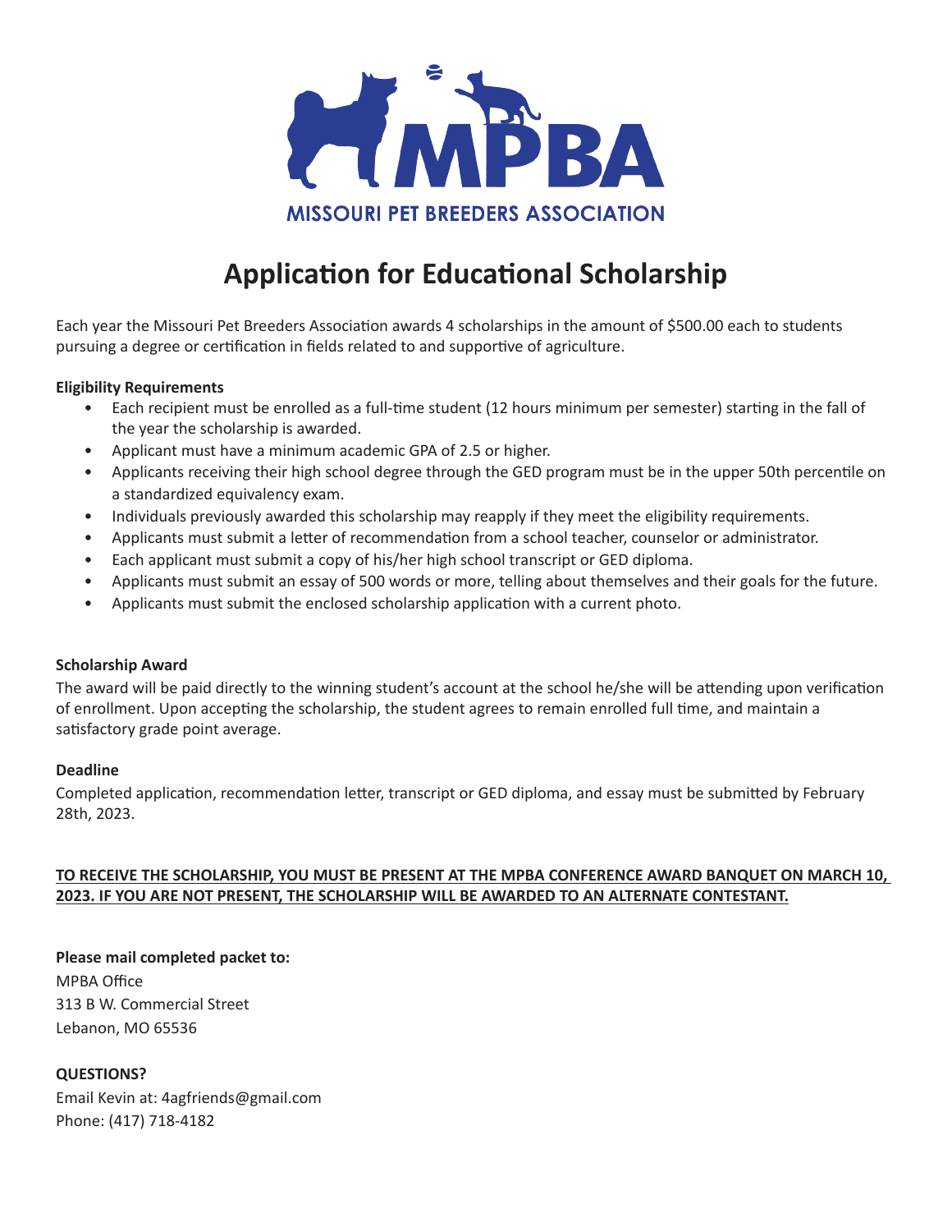MPBA

MISSOURI PET BREEDERS ASSOCIATION

# Application for Educational Scholarship

Each year the Missouri Pet Breeders Association awards 4 scholarships in the amount of $500.00 each to students pursuing a degree or certification in fields related to and supportive of agriculture.

**Eligibility Requirements**

- Each recipient must be enrolled as a full-time student (12 hours minimum per semester) starting in the fall of the year the scholarship is awarded.
- Applicant must have a minimum academic GPA of 2.5 or higher.
- Applicants receiving their high school degree through the GED program must be in the upper 50th percentile on a standardized equivalency exam.
- Individuals previously awarded this scholarship may reapply if they meet the eligibility requirements.
- Applicants must submit a letter of recommendation from a school teacher, counselor or administrator.
- Each applicant must submit a copy of his/her high school transcript or GED diploma.
- Applicants must submit an essay of 500 words or more, telling about themselves and their goals for the future.
- Applicants must submit the enclosed scholarship application with a current photo.

**Scholarship Award**

The award will be paid directly to the winning student's account at the school he/she will be attending upon verification of enrollment. Upon accepting the scholarship, the student agrees to remain enrolled full time, and maintain a satisfactory grade point average.

**Deadline**

Completed application, recommendation letter, transcript or GED diploma, and essay must be submitted by February 28th, 2023.

**TO RECEIVE THE SCHOLARSHIP, YOU MUST BE PRESENT AT THE MPBA CONFERENCE AWARD BANQUET ON MARCH 10, 2023. IF YOU ARE NOT PRESENT, THE SCHOLARSHIP WILL BE AWARDED TO AN ALTERNATE CONTESTANT.**

**Please mail completed packet to:**
MPBA Office
313 B W. Commercial Street
Lebanon, MO 65536

**QUESTIONS?**
Email Kevin at: 4agfriends@gmail.com
Phone: (417) 718-4182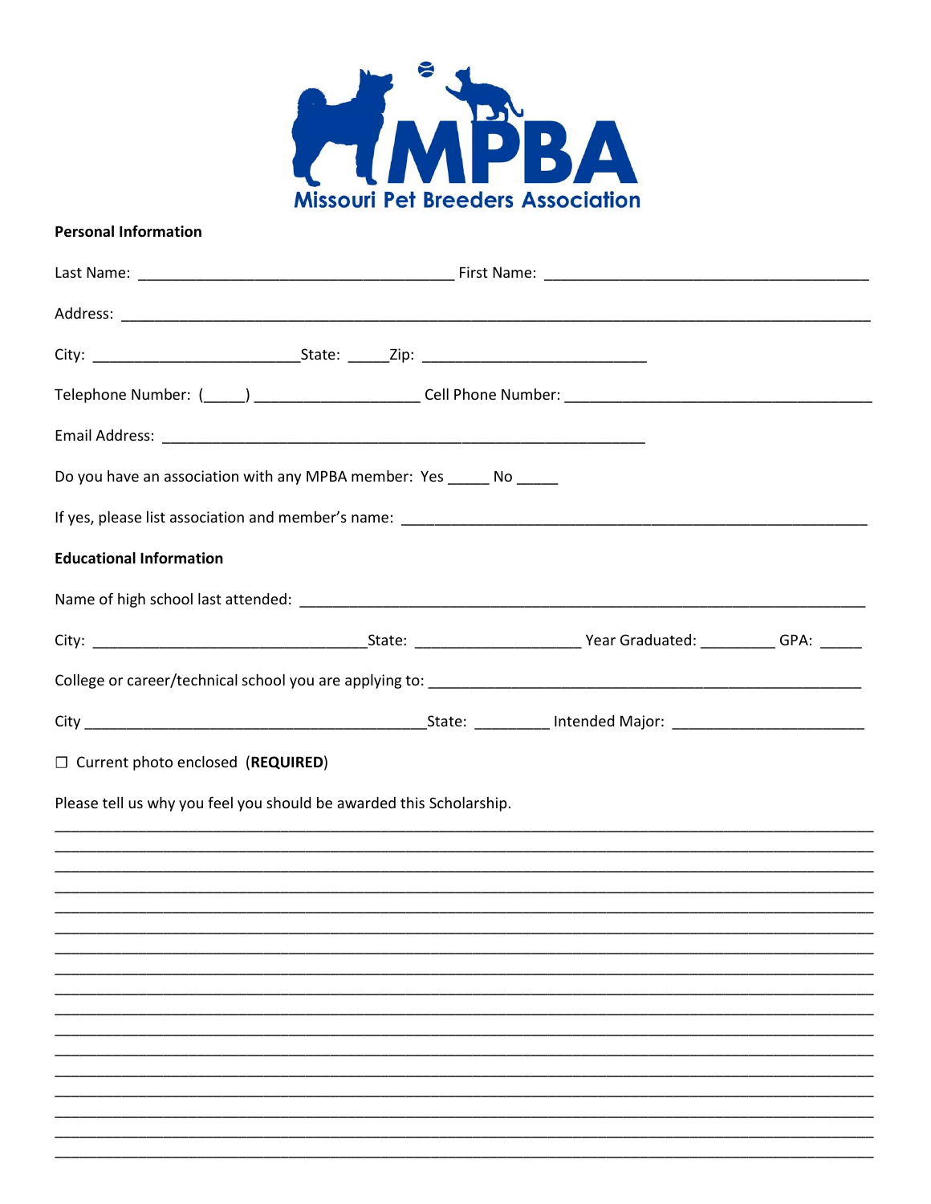Missouri Pet Breeders Association

**Personal Information**

Last Name: ______________________________________ First Name: _______________________________________

Address: ________________________________________________________________________________________

City: _________________________State: _____Zip: ___________________________

Telephone Number: (_____) ___________________ Cell Phone Number: ____________________________________

Email Address: __________________________________________________________

Do you have an association with any MPBA member: Yes _____ No _____

If yes, please list association and member's name: ________________________________________________________

**Educational Information**

Name of high school last attended: _____________________________________________________________________

City: _________________________________State: ____________________ Year Graduated: _________ GPA: _____

College or career/technical school you are applying to: ____________________________________________________

City __________________________________________State: _________ Intended Major: ______________________

☐ Current photo enclosed (**REQUIRED**)

Please tell us why you feel you should be awarded this Scholarship.

__________________________________________________________________________________________________
__________________________________________________________________________________________________
__________________________________________________________________________________________________
__________________________________________________________________________________________________
__________________________________________________________________________________________________
__________________________________________________________________________________________________
__________________________________________________________________________________________________
__________________________________________________________________________________________________
__________________________________________________________________________________________________
__________________________________________________________________________________________________
__________________________________________________________________________________________________
__________________________________________________________________________________________________
__________________________________________________________________________________________________
__________________________________________________________________________________________________
__________________________________________________________________________________________________
__________________________________________________________________________________________________
__________________________________________________________________________________________________